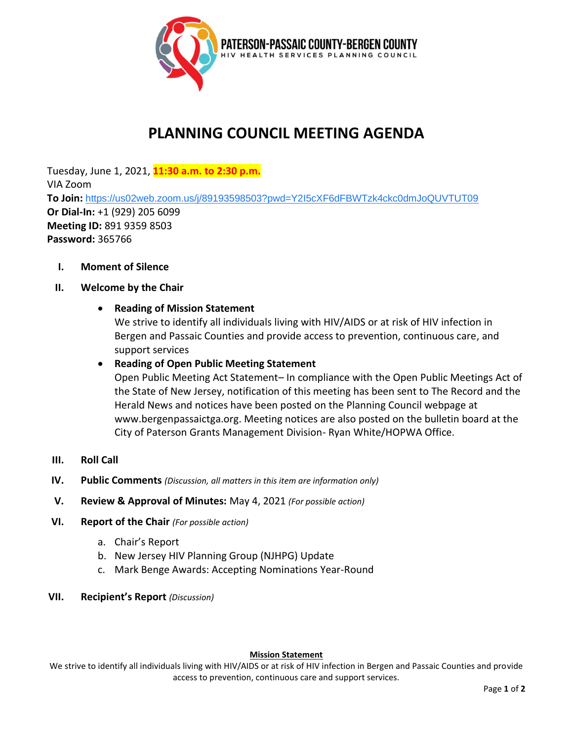**PATERSON-PASSAIC COUNTY-BERGEN COUNTY**
HIV HEALTH SERVICES PLANNING COUNCIL

# PLANNING COUNCIL MEETING AGENDA

Tuesday, June 1, 2021, **11:30 a.m. to 2:30 p.m.**
VIA Zoom
**To Join:** https://us02web.zoom.us/j/89193598503?pwd=Y2I5cXF6dFBWTzk4ckc0dmJoQUVTUT09
**Or Dial-In:** +1 (929) 205 6099
**Meeting ID:** 891 9359 8503
**Password:** 365766

I. **Moment of Silence**

II. **Welcome by the Chair**

- **Reading of Mission Statement**
  We strive to identify all individuals living with HIV/AIDS or at risk of HIV infection in Bergen and Passaic Counties and provide access to prevention, continuous care, and support services
- **Reading of Open Public Meeting Statement**
  Open Public Meeting Act Statement– In compliance with the Open Public Meetings Act of the State of New Jersey, notification of this meeting has been sent to The Record and the Herald News and notices have been posted on the Planning Council webpage at www.bergenpassaictga.org. Meeting notices are also posted on the bulletin board at the City of Paterson Grants Management Division- Ryan White/HOPWA Office.

III. **Roll Call**

IV. **Public Comments** *(Discussion, all matters in this item are information only)*

V. **Review & Approval of Minutes:** May 4, 2021 *(For possible action)*

VI. **Report of the Chair** *(For possible action)*

   a. Chair's Report
   b. New Jersey HIV Planning Group (NJHPG) Update
   c. Mark Benge Awards: Accepting Nominations Year-Round

VII. **Recipient's Report** *(Discussion)*

**Mission Statement**
We strive to identify all individuals living with HIV/AIDS or at risk of HIV infection in Bergen and Passaic Counties and provide access to prevention, continuous care and support services.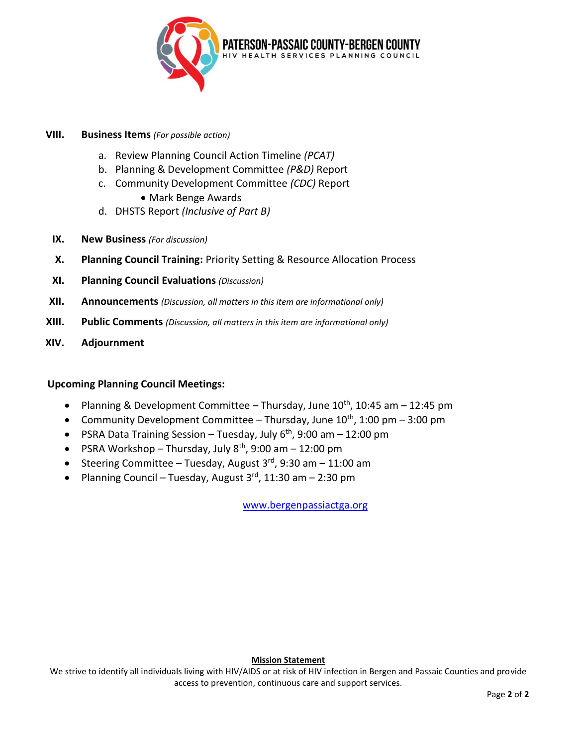**PATERSON-PASSAIC COUNTY-BERGEN COUNTY**
HIV HEALTH SERVICES PLANNING COUNCIL

**VIII. Business Items** *(For possible action)*

a. Review Planning Council Action Timeline *(PCAT)*
b. Planning & Development Committee *(P&D)* Report
c. Community Development Committee *(CDC)* Report
 - Mark Benge Awards

d. DHSTS Report *(Inclusive of Part B)*

**IX. New Business** *(For discussion)*

**X. Planning Council Training:** Priority Setting & Resource Allocation Process

**XI. Planning Council Evaluations** *(Discussion)*

**XII. Announcements** *(Discussion, all matters in this item are informational only)*

**XIII. Public Comments** *(Discussion, all matters in this item are informational only)*

**XIV. Adjournment**

**Upcoming Planning Council Meetings:**

- Planning & Development Committee – Thursday, June 10th, 10:45 am – 12:45 pm
- Community Development Committee – Thursday, June 10th, 1:00 pm – 3:00 pm
- PSRA Data Training Session – Tuesday, July 6th, 9:00 am – 12:00 pm
- PSRA Workshop – Thursday, July 8th, 9:00 am – 12:00 pm
- Steering Committee – Tuesday, August 3rd, 9:30 am – 11:00 am
- Planning Council – Tuesday, August 3rd, 11:30 am – 2:30 pm

www.bergenpassiactga.org

**Mission Statement**

We strive to identify all individuals living with HIV/AIDS or at risk of HIV infection in Bergen and Passaic Counties and provide access to prevention, continuous care and support services.